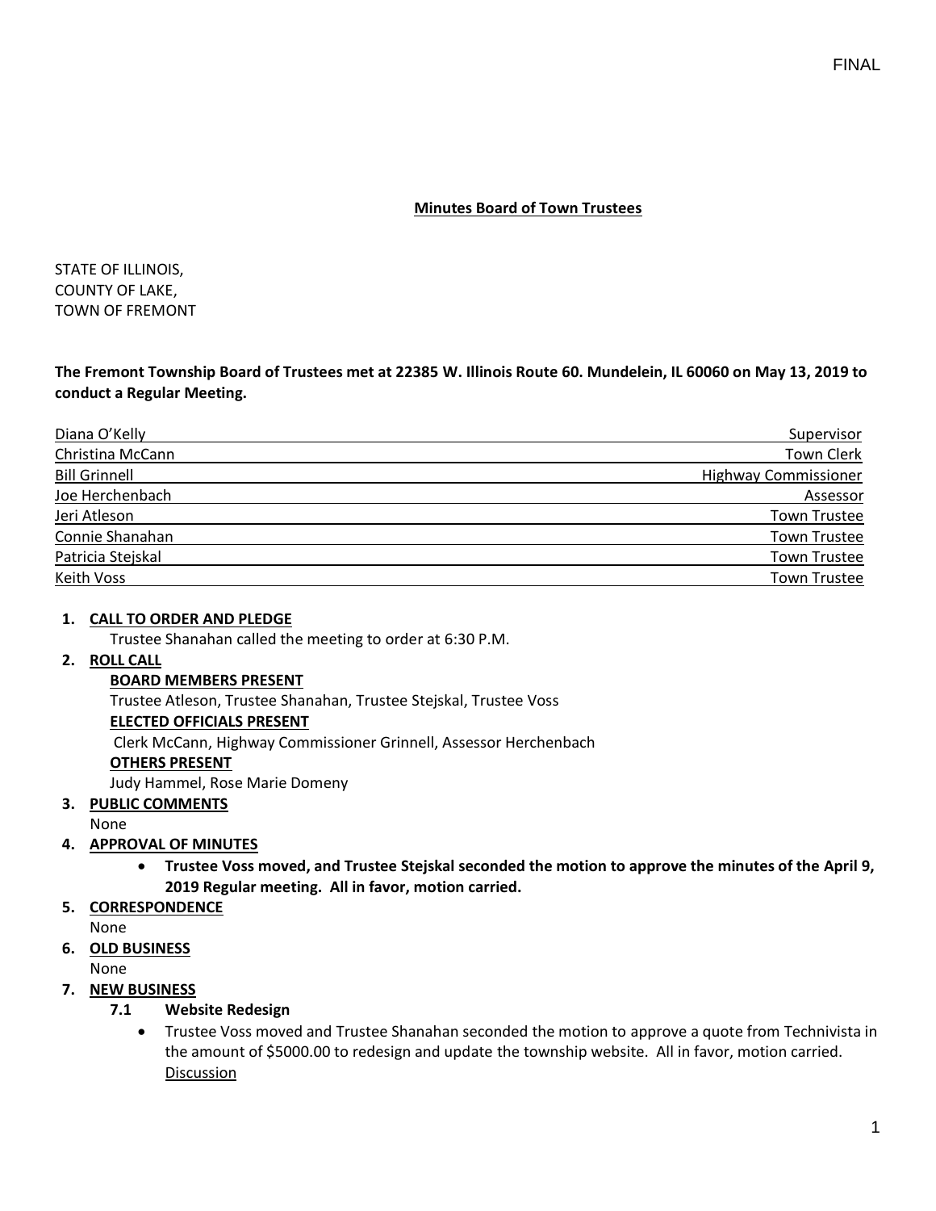FINAL

## Minutes Board of Town Trustees

STATE OF ILLINOIS,
COUNTY OF LAKE,
TOWN OF FREMONT

**The Fremont Township Board of Trustees met at 22385 W. Illinois Route 60. Mundelein, IL 60060 on May 13, 2019 to conduct a Regular Meeting.**

| | |
|---|---|
| Diana O'Kelly | Supervisor |
| Christina McCann | Town Clerk |
| Bill Grinnell | Highway Commissioner |
| Joe Herchenbach | Assessor |
| Jeri Atleson | Town Trustee |
| Connie Shanahan | Town Trustee |
| Patricia Stejskal | Town Trustee |
| Keith Voss | Town Trustee |

1. **CALL TO ORDER AND PLEDGE**
   Trustee Shanahan called the meeting to order at 6:30 P.M.
2. **ROLL CALL**
   **BOARD MEMBERS PRESENT**
   Trustee Atleson, Trustee Shanahan, Trustee Stejskal, Trustee Voss
   **ELECTED OFFICIALS PRESENT**
   Clerk McCann, Highway Commissioner Grinnell, Assessor Herchenbach
   **OTHERS PRESENT**
   Judy Hammel, Rose Marie Domeny
3. **PUBLIC COMMENTS**
   None
4. **APPROVAL OF MINUTES**
   - **Trustee Voss moved, and Trustee Stejskal seconded the motion to approve the minutes of the April 9, 2019 Regular meeting. All in favor, motion carried.**
5. **CORRESPONDENCE**
   None
6. **OLD BUSINESS**
   None
7. **NEW BUSINESS**
   **7.1 Website Redesign**
   - Trustee Voss moved and Trustee Shanahan seconded the motion to approve a quote from Technivista in the amount of $5000.00 to redesign and update the township website. All in favor, motion carried.
     Discussion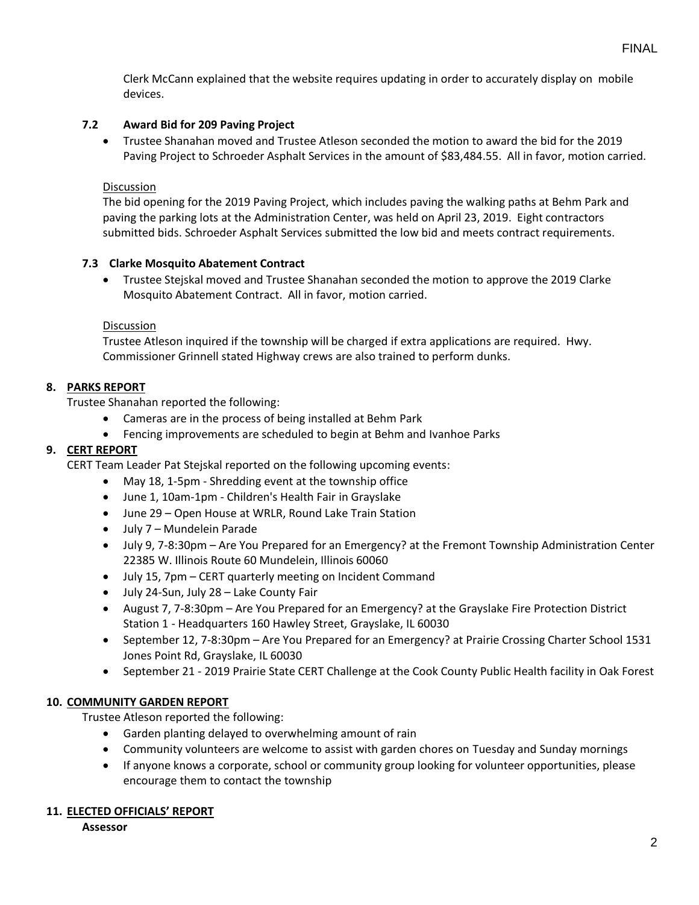Clerk McCann explained that the website requires updating in order to accurately display on mobile devices.

### 7.2 Award Bid for 209 Paving Project

- Trustee Shanahan moved and Trustee Atleson seconded the motion to award the bid for the 2019 Paving Project to Schroeder Asphalt Services in the amount of $83,484.55. All in favor, motion carried.

Discussion

The bid opening for the 2019 Paving Project, which includes paving the walking paths at Behm Park and paving the parking lots at the Administration Center, was held on April 23, 2019. Eight contractors submitted bids. Schroeder Asphalt Services submitted the low bid and meets contract requirements.

### 7.3 Clarke Mosquito Abatement Contract

- Trustee Stejskal moved and Trustee Shanahan seconded the motion to approve the 2019 Clarke Mosquito Abatement Contract. All in favor, motion carried.

Discussion

Trustee Atleson inquired if the township will be charged if extra applications are required. Hwy. Commissioner Grinnell stated Highway crews are also trained to perform dunks.

## 8. PARKS REPORT

Trustee Shanahan reported the following:

- Cameras are in the process of being installed at Behm Park
- Fencing improvements are scheduled to begin at Behm and Ivanhoe Parks

## 9. CERT REPORT

CERT Team Leader Pat Stejskal reported on the following upcoming events:

- May 18, 1-5pm - Shredding event at the township office
- June 1, 10am-1pm - Children's Health Fair in Grayslake
- June 29 – Open House at WRLR, Round Lake Train Station
- July 7 – Mundelein Parade
- July 9, 7-8:30pm – Are You Prepared for an Emergency? at the Fremont Township Administration Center 22385 W. Illinois Route 60 Mundelein, Illinois 60060
- July 15, 7pm – CERT quarterly meeting on Incident Command
- July 24-Sun, July 28 – Lake County Fair
- August 7, 7-8:30pm – Are You Prepared for an Emergency? at the Grayslake Fire Protection District Station 1 - Headquarters 160 Hawley Street, Grayslake, IL 60030
- September 12, 7-8:30pm – Are You Prepared for an Emergency? at Prairie Crossing Charter School 1531 Jones Point Rd, Grayslake, IL 60030
- September 21 - 2019 Prairie State CERT Challenge at the Cook County Public Health facility in Oak Forest

## 10. COMMUNITY GARDEN REPORT

Trustee Atleson reported the following:

- Garden planting delayed to overwhelming amount of rain
- Community volunteers are welcome to assist with garden chores on Tuesday and Sunday mornings
- If anyone knows a corporate, school or community group looking for volunteer opportunities, please encourage them to contact the township

## 11. ELECTED OFFICIALS' REPORT

**Assessor**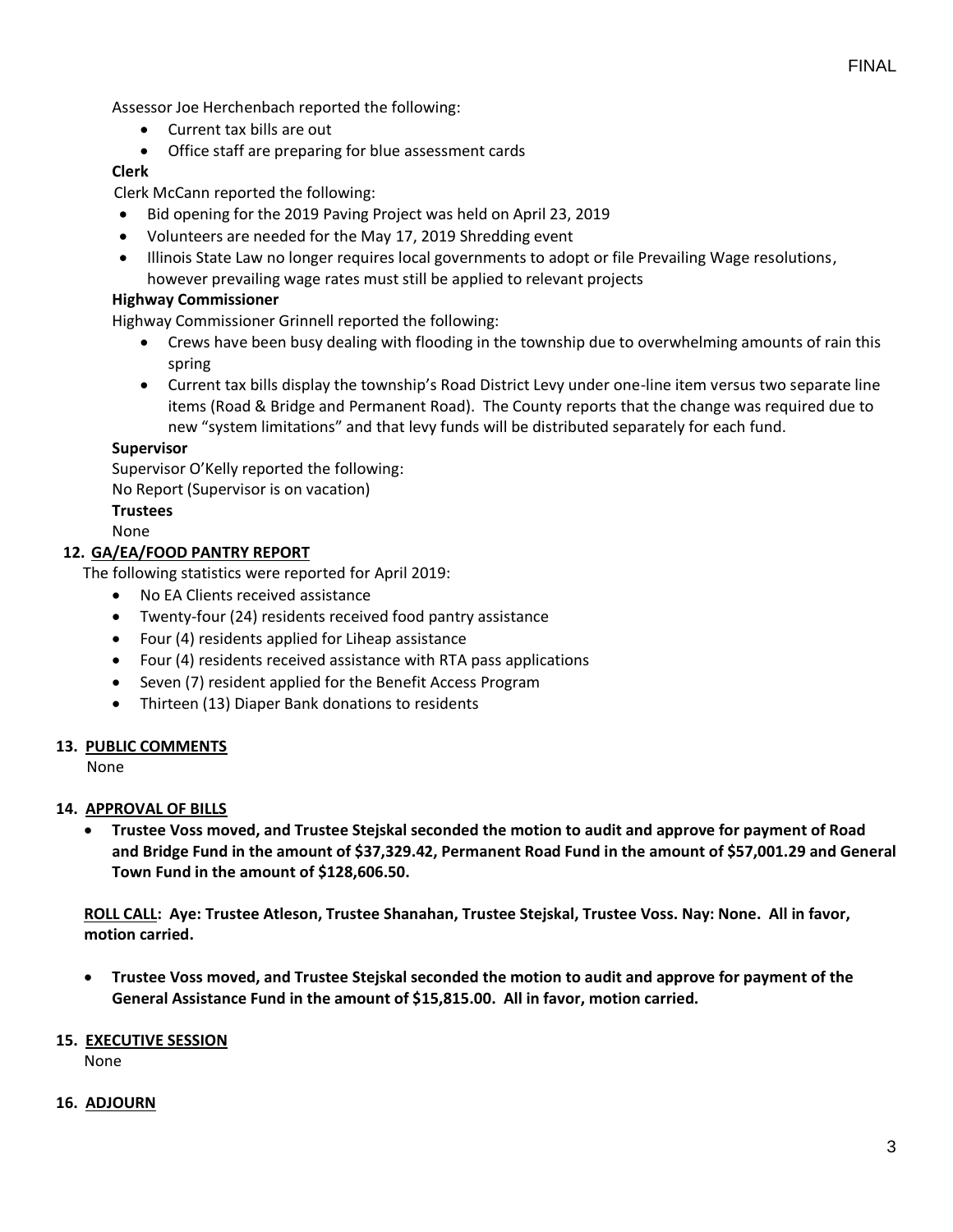Assessor Joe Herchenbach reported the following:

- Current tax bills are out
- Office staff are preparing for blue assessment cards

**Clerk**

Clerk McCann reported the following:

- Bid opening for the 2019 Paving Project was held on April 23, 2019
- Volunteers are needed for the May 17, 2019 Shredding event
- Illinois State Law no longer requires local governments to adopt or file Prevailing Wage resolutions, however prevailing wage rates must still be applied to relevant projects

**Highway Commissioner**

Highway Commissioner Grinnell reported the following:

- Crews have been busy dealing with flooding in the township due to overwhelming amounts of rain this spring
- Current tax bills display the township's Road District Levy under one-line item versus two separate line items (Road & Bridge and Permanent Road). The County reports that the change was required due to new "system limitations" and that levy funds will be distributed separately for each fund.

**Supervisor**

Supervisor O'Kelly reported the following:

No Report (Supervisor is on vacation)

**Trustees**

None

**12. GA/EA/FOOD PANTRY REPORT**

The following statistics were reported for April 2019:

- No EA Clients received assistance
- Twenty-four (24) residents received food pantry assistance
- Four (4) residents applied for Liheap assistance
- Four (4) residents received assistance with RTA pass applications
- Seven (7) resident applied for the Benefit Access Program
- Thirteen (13) Diaper Bank donations to residents

**13. PUBLIC COMMENTS**

None

**14. APPROVAL OF BILLS**

- **Trustee Voss moved, and Trustee Stejskal seconded the motion to audit and approve for payment of Road and Bridge Fund in the amount of $37,329.42, Permanent Road Fund in the amount of $57,001.29 and General Town Fund in the amount of $128,606.50.**

**ROLL CALL: Aye: Trustee Atleson, Trustee Shanahan, Trustee Stejskal, Trustee Voss. Nay: None. All in favor, motion carried.**

- **Trustee Voss moved, and Trustee Stejskal seconded the motion to audit and approve for payment of the General Assistance Fund in the amount of $15,815.00. All in favor, motion carried.**

**15. EXECUTIVE SESSION**

None

**16. ADJOURN**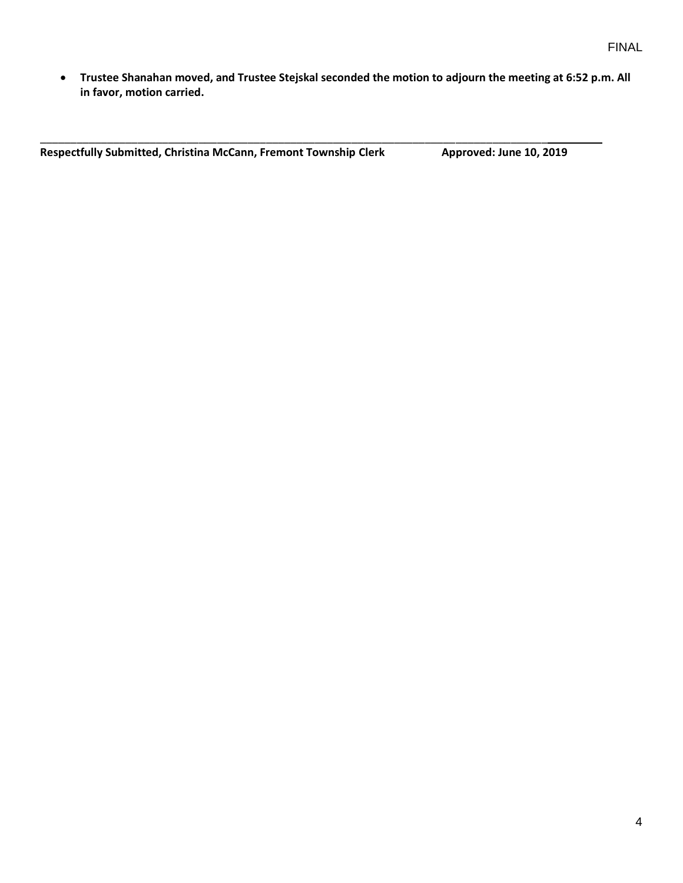- **Trustee Shanahan moved, and Trustee Stejskal seconded the motion to adjourn the meeting at 6:52 p.m. All in favor, motion carried.**

---

**Respectfully Submitted, Christina McCann, Fremont Township Clerk** **Approved: June 10, 2019**